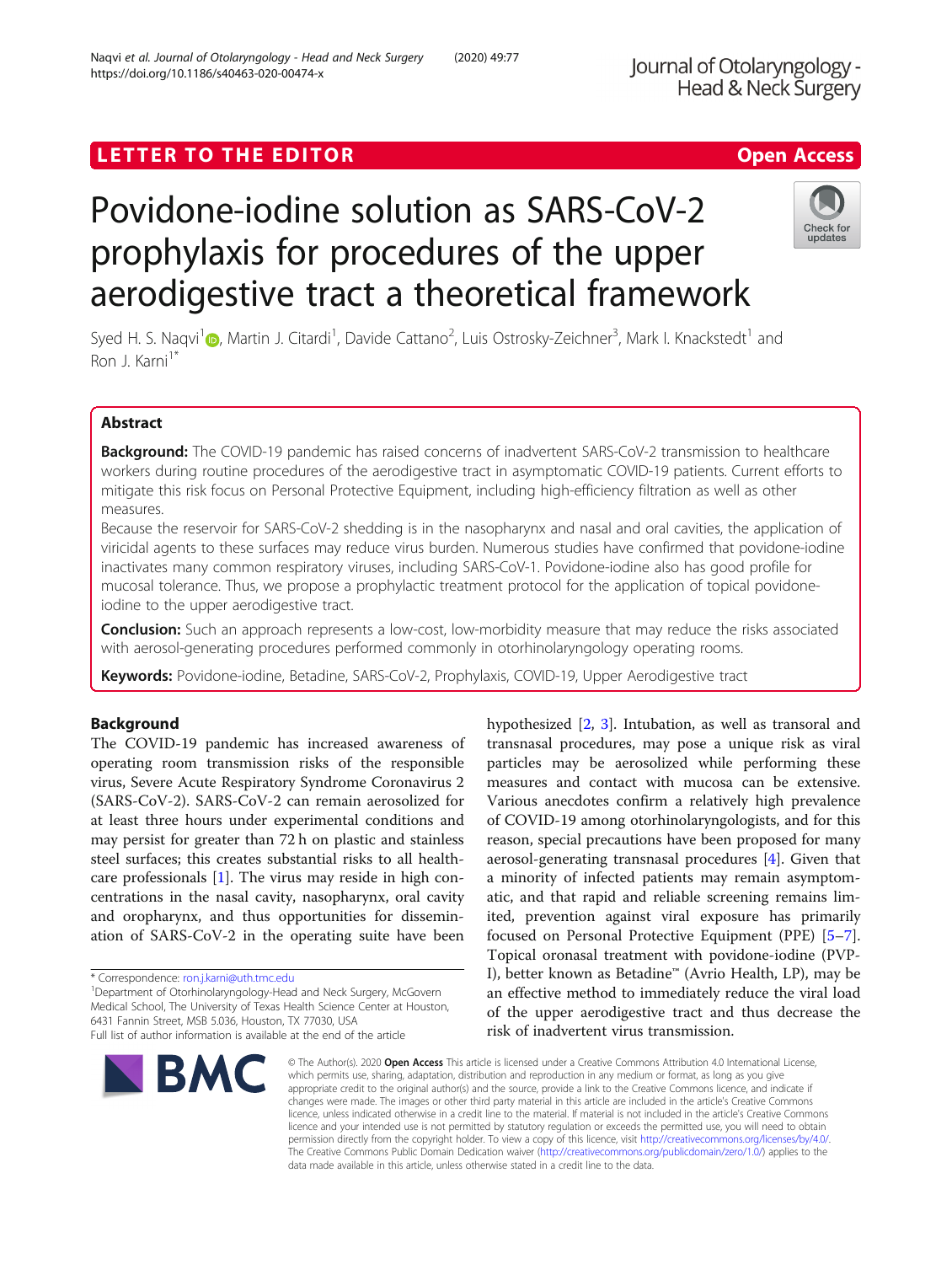LETTER TO THE EDITOR

Open Access

# Povidone-iodine solution as SARS-CoV-2 prophylaxis for procedures of the upper aerodigestive tract a theoretical framework

Syed H. S. Naqvi[1], Martin J. Citardi[1], Davide Cattano[2], Luis Ostrosky-Zeichner[3], Mark I. Knackstedt[1] and Ron J. Karni[1*]

## Abstract

**Background:** The COVID-19 pandemic has raised concerns of inadvertent SARS-CoV-2 transmission to healthcare workers during routine procedures of the aerodigestive tract in asymptomatic COVID-19 patients. Current efforts to mitigate this risk focus on Personal Protective Equipment, including high-efficiency filtration as well as other measures.

Because the reservoir for SARS-CoV-2 shedding is in the nasopharynx and nasal and oral cavities, the application of viricidal agents to these surfaces may reduce virus burden. Numerous studies have confirmed that povidone-iodine inactivates many common respiratory viruses, including SARS-CoV-1. Povidone-iodine also has good profile for mucosal tolerance. Thus, we propose a prophylactic treatment protocol for the application of topical povidone-iodine to the upper aerodigestive tract.

**Conclusion:** Such an approach represents a low-cost, low-morbidity measure that may reduce the risks associated with aerosol-generating procedures performed commonly in otorhinolaryngology operating rooms.

**Keywords:** Povidone-iodine, Betadine, SARS-CoV-2, Prophylaxis, COVID-19, Upper Aerodigestive tract

## Background

The COVID-19 pandemic has increased awareness of operating room transmission risks of the responsible virus, Severe Acute Respiratory Syndrome Coronavirus 2 (SARS-CoV-2). SARS-CoV-2 can remain aerosolized for at least three hours under experimental conditions and may persist for greater than 72 h on plastic and stainless steel surfaces; this creates substantial risks to all healthcare professionals [1]. The virus may reside in high concentrations in the nasal cavity, nasopharynx, oral cavity and oropharynx, and thus opportunities for dissemination of SARS-CoV-2 in the operating suite have been hypothesized [2, 3]. Intubation, as well as transoral and transnasal procedures, may pose a unique risk as viral particles may be aerosolized while performing these measures and contact with mucosa can be extensive. Various anecdotes confirm a relatively high prevalence of COVID-19 among otorhinolaryngologists, and for this reason, special precautions have been proposed for many aerosol-generating transnasal procedures [4]. Given that a minority of infected patients may remain asymptomatic, and that rapid and reliable screening remains limited, prevention against viral exposure has primarily focused on Personal Protective Equipment (PPE) [5–7]. Topical oronasal treatment with povidone-iodine (PVP-I), better known as Betadine™ (Avrio Health, LP), may be an effective method to immediately reduce the viral load of the upper aerodigestive tract and thus decrease the risk of inadvertent virus transmission.

* Correspondence: ron.j.karni@uth.tmc.edu
[1]Department of Otorhinolaryngology-Head and Neck Surgery, McGovern Medical School, The University of Texas Health Science Center at Houston, 6431 Fannin Street, MSB 5.036, Houston, TX 77030, USA
Full list of author information is available at the end of the article

© The Author(s). 2020 **Open Access** This article is licensed under a Creative Commons Attribution 4.0 International License, which permits use, sharing, adaptation, distribution and reproduction in any medium or format, as long as you give appropriate credit to the original author(s) and the source, provide a link to the Creative Commons licence, and indicate if changes were made. The images or other third party material in this article are included in the article's Creative Commons licence, unless indicated otherwise in a credit line to the material. If material is not included in the article's Creative Commons licence and your intended use is not permitted by statutory regulation or exceeds the permitted use, you will need to obtain permission directly from the copyright holder. To view a copy of this licence, visit http://creativecommons.org/licenses/by/4.0/. The Creative Commons Public Domain Dedication waiver (http://creativecommons.org/publicdomain/zero/1.0/) applies to the data made available in this article, unless otherwise stated in a credit line to the data.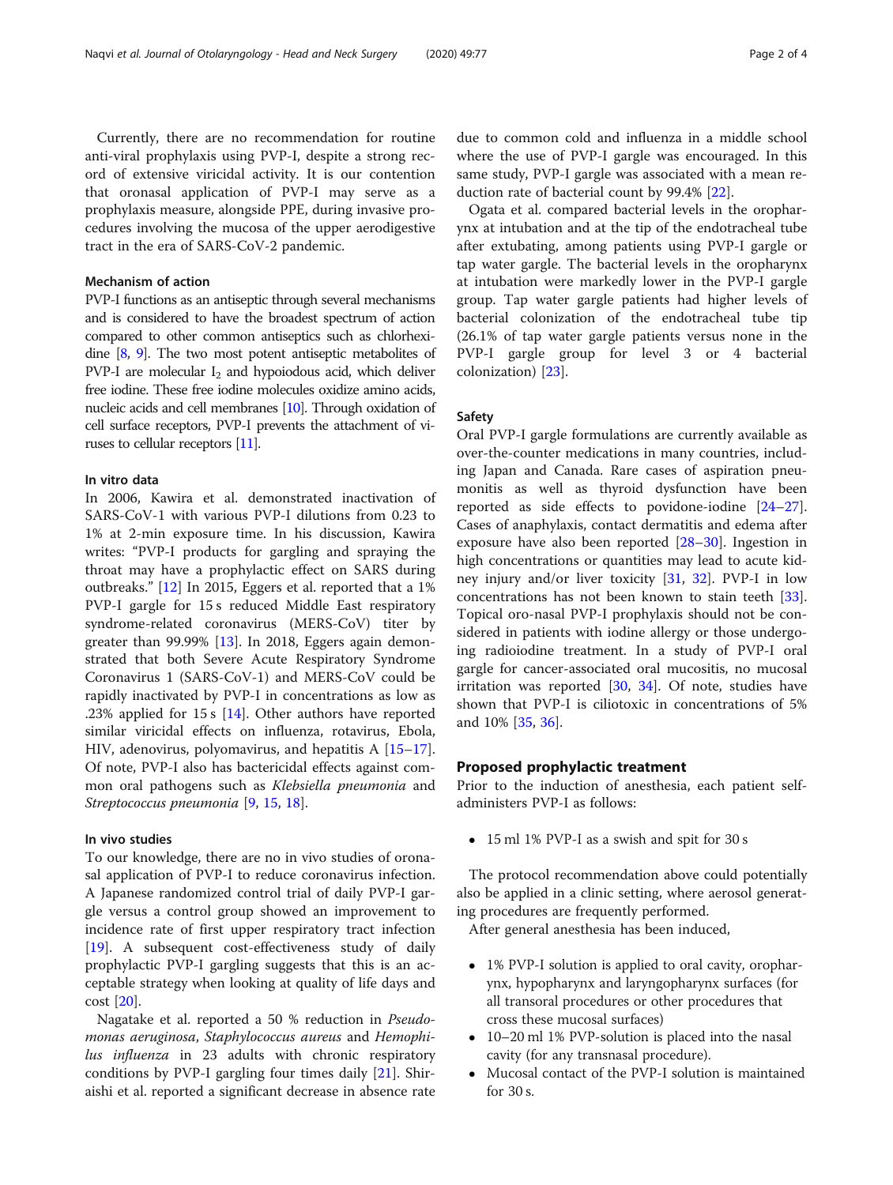Currently, there are no recommendation for routine anti-viral prophylaxis using PVP-I, despite a strong record of extensive viricidal activity. It is our contention that oronasal application of PVP-I may serve as a prophylaxis measure, alongside PPE, during invasive procedures involving the mucosa of the upper aerodigestive tract in the era of SARS-CoV-2 pandemic.

### Mechanism of action

PVP-I functions as an antiseptic through several mechanisms and is considered to have the broadest spectrum of action compared to other common antiseptics such as chlorhexidine [8, 9]. The two most potent antiseptic metabolites of PVP-I are molecular $I_2$ and hypoiodous acid, which deliver free iodine. These free iodine molecules oxidize amino acids, nucleic acids and cell membranes [10]. Through oxidation of cell surface receptors, PVP-I prevents the attachment of viruses to cellular receptors [11].

### In vitro data

In 2006, Kawira et al. demonstrated inactivation of SARS-CoV-1 with various PVP-I dilutions from 0.23 to 1% at 2-min exposure time. In his discussion, Kawira writes: "PVP-I products for gargling and spraying the throat may have a prophylactic effect on SARS during outbreaks." [12] In 2015, Eggers et al. reported that a 1% PVP-I gargle for 15 s reduced Middle East respiratory syndrome-related coronavirus (MERS-CoV) titer by greater than 99.99% [13]. In 2018, Eggers again demonstrated that both Severe Acute Respiratory Syndrome Coronavirus 1 (SARS-CoV-1) and MERS-CoV could be rapidly inactivated by PVP-I in concentrations as low as .23% applied for 15 s [14]. Other authors have reported similar viricidal effects on influenza, rotavirus, Ebola, HIV, adenovirus, polyomavirus, and hepatitis A [15–17]. Of note, PVP-I also has bactericidal effects against common oral pathogens such as *Klebsiella pneumonia* and *Streptococcus pneumonia* [9, 15, 18].

### In vivo studies

To our knowledge, there are no in vivo studies of oronasal application of PVP-I to reduce coronavirus infection. A Japanese randomized control trial of daily PVP-I gargle versus a control group showed an improvement to incidence rate of first upper respiratory tract infection [19]. A subsequent cost-effectiveness study of daily prophylactic PVP-I gargling suggests that this is an acceptable strategy when looking at quality of life days and cost [20].

Nagatake et al. reported a 50 % reduction in *Pseudomonas aeruginosa*, *Staphylococcus aureus* and *Hemophilus influenza* in 23 adults with chronic respiratory conditions by PVP-I gargling four times daily [21]. Shiraishi et al. reported a significant decrease in absence rate due to common cold and influenza in a middle school where the use of PVP-I gargle was encouraged. In this same study, PVP-I gargle was associated with a mean reduction rate of bacterial count by 99.4% [22].

Ogata et al. compared bacterial levels in the oropharynx at intubation and at the tip of the endotracheal tube after extubating, among patients using PVP-I gargle or tap water gargle. The bacterial levels in the oropharynx at intubation were markedly lower in the PVP-I gargle group. Tap water gargle patients had higher levels of bacterial colonization of the endotracheal tube tip (26.1% of tap water gargle patients versus none in the PVP-I gargle group for level 3 or 4 bacterial colonization) [23].

### Safety

Oral PVP-I gargle formulations are currently available as over-the-counter medications in many countries, including Japan and Canada. Rare cases of aspiration pneumonitis as well as thyroid dysfunction have been reported as side effects to povidone-iodine [24–27]. Cases of anaphylaxis, contact dermatitis and edema after exposure have also been reported [28–30]. Ingestion in high concentrations or quantities may lead to acute kidney injury and/or liver toxicity [31, 32]. PVP-I in low concentrations has not been known to stain teeth [33]. Topical oro-nasal PVP-I prophylaxis should not be considered in patients with iodine allergy or those undergoing radioiodine treatment. In a study of PVP-I oral gargle for cancer-associated oral mucositis, no mucosal irritation was reported [30, 34]. Of note, studies have shown that PVP-I is ciliotoxic in concentrations of 5% and 10% [35, 36].

## Proposed prophylactic treatment

Prior to the induction of anesthesia, each patient self-administers PVP-I as follows:

- 15 ml 1% PVP-I as a swish and spit for 30 s

The protocol recommendation above could potentially also be applied in a clinic setting, where aerosol generating procedures are frequently performed.

After general anesthesia has been induced,

- 1% PVP-I solution is applied to oral cavity, oropharynx, hypopharynx and laryngopharynx surfaces (for all transoral procedures or other procedures that cross these mucosal surfaces)
- 10–20 ml 1% PVP-solution is placed into the nasal cavity (for any transnasal procedure).
- Mucosal contact of the PVP-I solution is maintained for 30 s.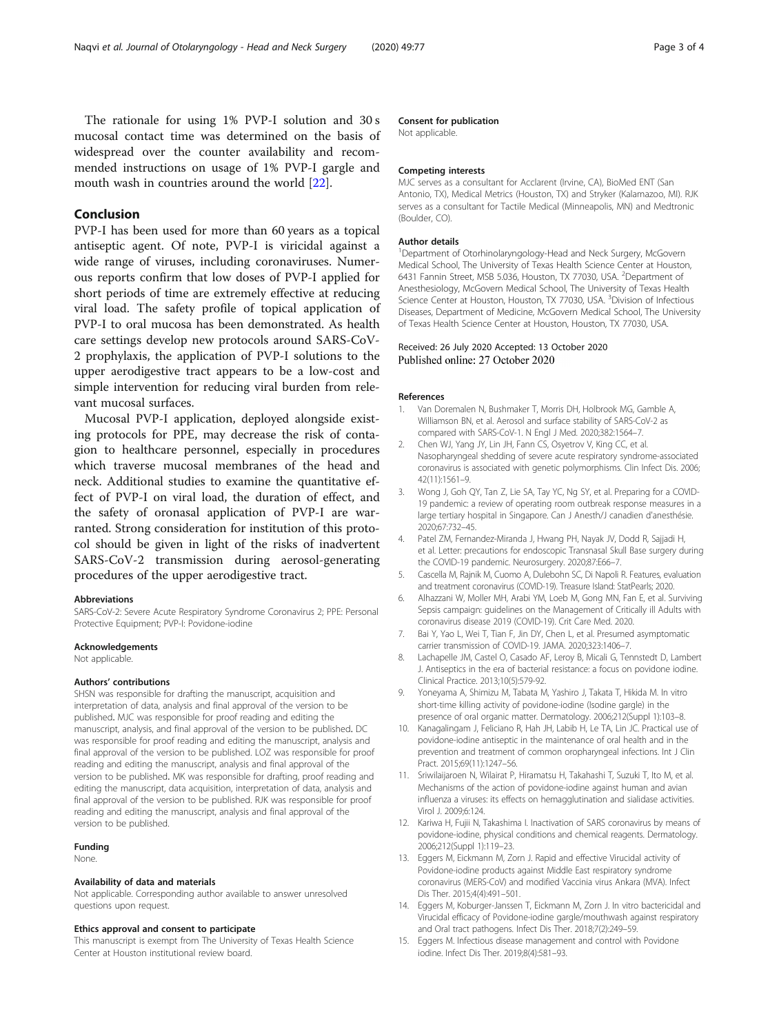The rationale for using 1% PVP-I solution and 30 s mucosal contact time was determined on the basis of widespread over the counter availability and recommended instructions on usage of 1% PVP-I gargle and mouth wash in countries around the world [22].

## Conclusion

PVP-I has been used for more than 60 years as a topical antiseptic agent. Of note, PVP-I is viricidal against a wide range of viruses, including coronaviruses. Numerous reports confirm that low doses of PVP-I applied for short periods of time are extremely effective at reducing viral load. The safety profile of topical application of PVP-I to oral mucosa has been demonstrated. As health care settings develop new protocols around SARS-CoV-2 prophylaxis, the application of PVP-I solutions to the upper aerodigestive tract appears to be a low-cost and simple intervention for reducing viral burden from relevant mucosal surfaces.

Mucosal PVP-I application, deployed alongside existing protocols for PPE, may decrease the risk of contagion to healthcare personnel, especially in procedures which traverse mucosal membranes of the head and neck. Additional studies to examine the quantitative effect of PVP-I on viral load, the duration of effect, and the safety of oronasal application of PVP-I are warranted. Strong consideration for institution of this protocol should be given in light of the risks of inadvertent SARS-CoV-2 transmission during aerosol-generating procedures of the upper aerodigestive tract.

#### Abbreviations

SARS-CoV-2: Severe Acute Respiratory Syndrome Coronavirus 2; PPE: Personal Protective Equipment; PVP-I: Povidone-iodine

#### Acknowledgements

Not applicable.

#### Authors' contributions

SHSN was responsible for drafting the manuscript, acquisition and interpretation of data, analysis and final approval of the version to be published. MJC was responsible for proof reading and editing the manuscript, analysis, and final approval of the version to be published. DC was responsible for proof reading and editing the manuscript, analysis and final approval of the version to be published. LOZ was responsible for proof reading and editing the manuscript, analysis and final approval of the version to be published. MK was responsible for drafting, proof reading and editing the manuscript, data acquisition, interpretation of data, analysis and final approval of the version to be published. RJK was responsible for proof reading and editing the manuscript, analysis and final approval of the version to be published.

#### Funding

None.

#### Availability of data and materials

Not applicable. Corresponding author available to answer unresolved questions upon request.

#### Ethics approval and consent to participate

This manuscript is exempt from The University of Texas Health Science Center at Houston institutional review board.

#### Consent for publication

Not applicable.

#### Competing interests

MJC serves as a consultant for Acclarent (Irvine, CA), BioMed ENT (San Antonio, TX), Medical Metrics (Houston, TX) and Stryker (Kalamazoo, MI). RJK serves as a consultant for Tactile Medical (Minneapolis, MN) and Medtronic (Boulder, CO).

#### Author details

[1]Department of Otorhinolaryngology-Head and Neck Surgery, McGovern Medical School, The University of Texas Health Science Center at Houston, 6431 Fannin Street, MSB 5.036, Houston, TX 77030, USA. [2]Department of Anesthesiology, McGovern Medical School, The University of Texas Health Science Center at Houston, Houston, TX 77030, USA. [3]Division of Infectious Diseases, Department of Medicine, McGovern Medical School, The University of Texas Health Science Center at Houston, Houston, TX 77030, USA.

Received: 26 July 2020 Accepted: 13 October 2020
Published online: 27 October 2020

#### References

1. Van Doremalen N, Bushmaker T, Morris DH, Holbrook MG, Gamble A, Williamson BN, et al. Aerosol and surface stability of SARS-CoV-2 as compared with SARS-CoV-1. N Engl J Med. 2020;382:1564–7.
2. Chen WJ, Yang JY, Lin JH, Fann CS, Osyetrov V, King CC, et al. Nasopharyngeal shedding of severe acute respiratory syndrome-associated coronavirus is associated with genetic polymorphisms. Clin Infect Dis. 2006; 42(11):1561–9.
3. Wong J, Goh QY, Tan Z, Lie SA, Tay YC, Ng SY, et al. Preparing for a COVID-19 pandemic: a review of operating room outbreak response measures in a large tertiary hospital in Singapore. Can J Anesth/J canadien d'anesthésie. 2020;67:732–45.
4. Patel ZM, Fernandez-Miranda J, Hwang PH, Nayak JV, Dodd R, Sajjadi H, et al. Letter: precautions for endoscopic Transnasal Skull Base surgery during the COVID-19 pandemic. Neurosurgery. 2020;87:E66–7.
5. Cascella M, Rajnik M, Cuomo A, Dulebohn SC, Di Napoli R. Features, evaluation and treatment coronavirus (COVID-19). Treasure Island: StatPearls; 2020.
6. Alhazzani W, Moller MH, Arabi YM, Loeb M, Gong MN, Fan E, et al. Surviving Sepsis campaign: guidelines on the Management of Critically ill Adults with coronavirus disease 2019 (COVID-19). Crit Care Med. 2020.
7. Bai Y, Yao L, Wei T, Tian F, Jin DY, Chen L, et al. Presumed asymptomatic carrier transmission of COVID-19. JAMA. 2020;323:1406–7.
8. Lachapelle JM, Castel O, Casado AF, Leroy B, Micali G, Tennstedt D, Lambert J. Antiseptics in the era of bacterial resistance: a focus on povidone iodine. Clinical Practice. 2013;10(5):579-92.
9. Yoneyama A, Shimizu M, Tabata M, Yashiro J, Takata T, Hikida M. In vitro short-time killing activity of povidone-iodine (Isodine gargle) in the presence of oral organic matter. Dermatology. 2006;212(Suppl 1):103–8.
10. Kanagalingam J, Feliciano R, Hah JH, Labib H, Le TA, Lin JC. Practical use of povidone-iodine antiseptic in the maintenance of oral health and in the prevention and treatment of common oropharyngeal infections. Int J Clin Pract. 2015;69(11):1247–56.
11. Sriwilaijaroen N, Wilairat P, Hiramatsu H, Takahashi T, Suzuki T, Ito M, et al. Mechanisms of the action of povidone-iodine against human and avian influenza a viruses: its effects on hemagglutination and sialidase activities. Virol J. 2009;6:124.
12. Kariwa H, Fujii N, Takashima I. Inactivation of SARS coronavirus by means of povidone-iodine, physical conditions and chemical reagents. Dermatology. 2006;212(Suppl 1):119–23.
13. Eggers M, Eickmann M, Zorn J. Rapid and effective Virucidal activity of Povidone-iodine products against Middle East respiratory syndrome coronavirus (MERS-CoV) and modified Vaccinia virus Ankara (MVA). Infect Dis Ther. 2015;4(4):491–501.
14. Eggers M, Koburger-Janssen T, Eickmann M, Zorn J. In vitro bactericidal and Virucidal efficacy of Povidone-iodine gargle/mouthwash against respiratory and Oral tract pathogens. Infect Dis Ther. 2018;7(2):249–59.
15. Eggers M. Infectious disease management and control with Povidone iodine. Infect Dis Ther. 2019;8(4):581–93.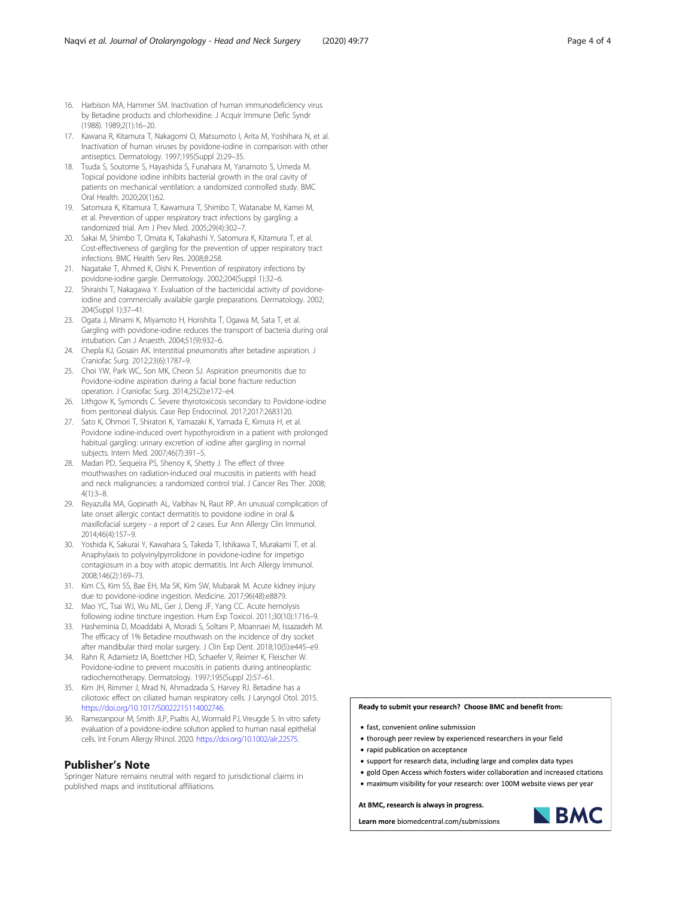16. Harbison MA, Hammer SM. Inactivation of human immunodeficiency virus by Betadine products and chlorhexidine. J Acquir Immune Defic Syndr (1988). 1989;2(1):16–20.
17. Kawana R, Kitamura T, Nakagomi O, Matsumoto I, Arita M, Yoshihara N, et al. Inactivation of human viruses by povidone-iodine in comparison with other antiseptics. Dermatology. 1997;195(Suppl 2):29–35.
18. Tsuda S, Soutome S, Hayashida S, Funahara M, Yanamoto S, Umeda M. Topical povidone iodine inhibits bacterial growth in the oral cavity of patients on mechanical ventilation: a randomized controlled study. BMC Oral Health. 2020;20(1):62.
19. Satomura K, Kitamura T, Kawamura T, Shimbo T, Watanabe M, Kamei M, et al. Prevention of upper respiratory tract infections by gargling: a randomized trial. Am J Prev Med. 2005;29(4):302–7.
20. Sakai M, Shimbo T, Omata K, Takahashi Y, Satomura K, Kitamura T, et al. Cost-effectiveness of gargling for the prevention of upper respiratory tract infections. BMC Health Serv Res. 2008;8:258.
21. Nagatake T, Ahmed K, Oishi K. Prevention of respiratory infections by povidone-iodine gargle. Dermatology. 2002;204(Suppl 1):32–6.
22. Shiraishi T, Nakagawa Y. Evaluation of the bactericidal activity of povidone-iodine and commercially available gargle preparations. Dermatology. 2002; 204(Suppl 1):37–41.
23. Ogata J, Minami K, Miyamoto H, Horishita T, Ogawa M, Sata T, et al. Gargling with povidone-iodine reduces the transport of bacteria during oral intubation. Can J Anaesth. 2004;51(9):932–6.
24. Chepla KJ, Gosain AK. Interstitial pneumonitis after betadine aspiration. J Craniofac Surg. 2012;23(6):1787–9.
25. Choi YW, Park WC, Son MK, Cheon SJ. Aspiration pneumonitis due to Povidone-iodine aspiration during a facial bone fracture reduction operation. J Craniofac Surg. 2014;25(2):e172–e4.
26. Lithgow K, Symonds C. Severe thyrotoxicosis secondary to Povidone-iodine from peritoneal dialysis. Case Rep Endocrinol. 2017;2017:2683120.
27. Sato K, Ohmori T, Shiratori K, Yamazaki K, Yamada E, Kimura H, et al. Povidone iodine-induced overt hypothyroidism in a patient with prolonged habitual gargling: urinary excretion of iodine after gargling in normal subjects. Intern Med. 2007;46(7):391–5.
28. Madan PD, Sequeira PS, Shenoy K, Shetty J. The effect of three mouthwashes on radiation-induced oral mucositis in patients with head and neck malignancies: a randomized control trial. J Cancer Res Ther. 2008; 4(1):3–8.
29. Reyazulla MA, Gopinath AL, Vaibhav N, Raut RP. An unusual complication of late onset allergic contact dermatitis to povidone iodine in oral & maxillofacial surgery - a report of 2 cases. Eur Ann Allergy Clin Immunol. 2014;46(4):157–9.
30. Yoshida K, Sakurai Y, Kawahara S, Takeda T, Ishikawa T, Murakami T, et al. Anaphylaxis to polyvinylpyrrolidone in povidone-iodine for impetigo contagiosum in a boy with atopic dermatitis. Int Arch Allergy Immunol. 2008;146(2):169–73.
31. Kim CS, Kim SS, Bae EH, Ma SK, Kim SW, Mubarak M. Acute kidney injury due to povidone-iodine ingestion. Medicine. 2017;96(48):e8879.
32. Mao YC, Tsai WJ, Wu ML, Ger J, Deng JF, Yang CC. Acute hemolysis following iodine tincture ingestion. Hum Exp Toxicol. 2011;30(10):1716–9.
33. Hasheminia D, Moaddabi A, Moradi S, Soltani P, Moannaei M, Issazadeh M. The efficacy of 1% Betadine mouthwash on the incidence of dry socket after mandibular third molar surgery. J Clin Exp Dent. 2018;10(5):e445–e9.
34. Rahn R, Adamietz IA, Boettcher HD, Schaefer V, Reimer K, Fleischer W. Povidone-iodine to prevent mucositis in patients during antineoplastic radiochemotherapy. Dermatology. 1997;195(Suppl 2):57–61.
35. Kim JH, Rimmer J, Mrad N, Ahmadzada S, Harvey RJ. Betadine has a ciliotoxic effect on ciliated human respiratory cells. J Laryngol Otol. 2015. https://doi.org/10.1017/S0022215114002746.
36. Ramezanpour M, Smith JLP, Psaltis AJ, Wormald PJ, Vreugde S. In vitro safety evaluation of a povidone-iodine solution applied to human nasal epithelial cells. Int Forum Allergy Rhinol. 2020. https://doi.org/10.1002/alr.22575.

## Publisher's Note

Springer Nature remains neutral with regard to jurisdictional claims in published maps and institutional affiliations.

**Ready to submit your research? Choose BMC and benefit from:**

- fast, convenient online submission
- thorough peer review by experienced researchers in your field
- rapid publication on acceptance
- support for research data, including large and complex data types
- gold Open Access which fosters wider collaboration and increased citations
- maximum visibility for your research: over 100M website views per year

**At BMC, research is always in progress.**

**Learn more** biomedcentral.com/submissions

BMC